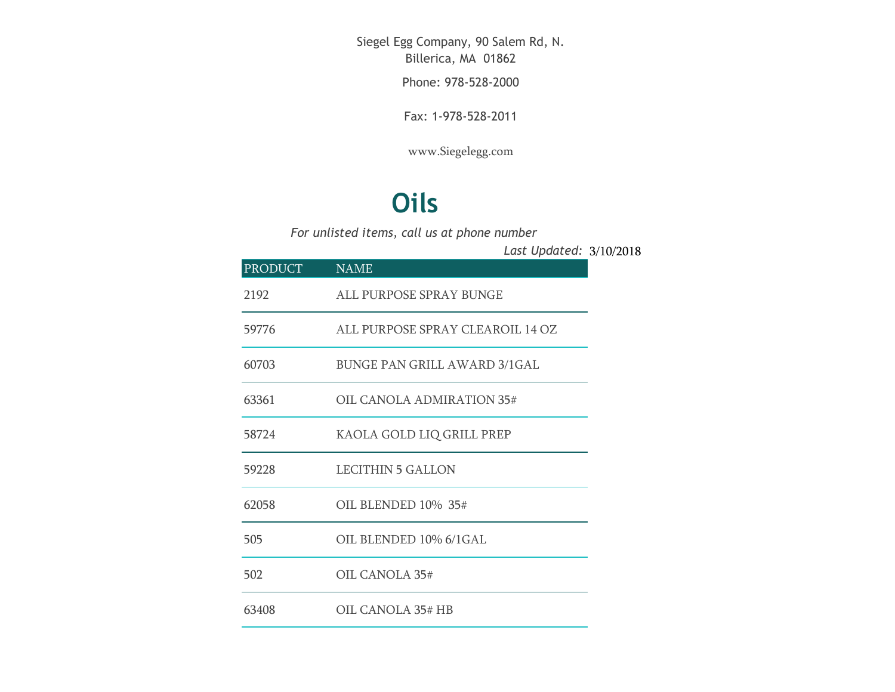Siegel Egg Company, 90 Salem Rd, N. Billerica, MA 01862

Phone: 978-528-2000

Fax: 1-978-528-2011

www.Siegelegg.com

# Oils

*For unlisted items, call us at phone number*

*Last Updated:* 3/10/2018

| PRODUCT | NAME |
|---|---|
| 2192 | ALL PURPOSE SPRAY BUNGE |
| 59776 | ALL PURPOSE SPRAY CLEAROIL 14 OZ |
| 60703 | BUNGE PAN GRILL AWARD 3/1GAL |
| 63361 | OIL CANOLA ADMIRATION 35# |
| 58724 | KAOLA GOLD LIQ GRILL PREP |
| 59228 | LECITHIN 5 GALLON |
| 62058 | OIL BLENDED 10% 35# |
| 505 | OIL BLENDED 10% 6/1GAL |
| 502 | OIL CANOLA 35# |
| 63408 | OIL CANOLA 35# HB |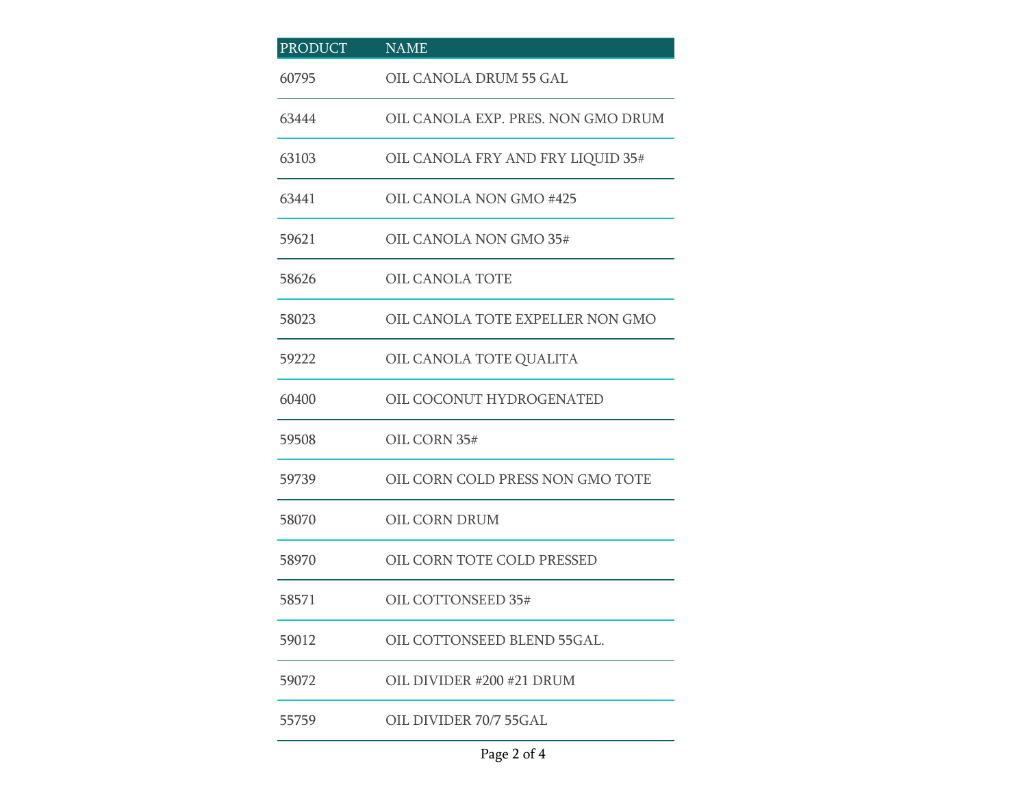| PRODUCT | NAME |
| --- | --- |
| 60795 | OIL CANOLA DRUM 55 GAL |
| 63444 | OIL CANOLA EXP. PRES. NON GMO DRUM |
| 63103 | OIL CANOLA FRY AND FRY LIQUID 35# |
| 63441 | OIL CANOLA NON GMO #425 |
| 59621 | OIL CANOLA NON GMO 35# |
| 58626 | OIL CANOLA TOTE |
| 58023 | OIL CANOLA TOTE EXPELLER NON GMO |
| 59222 | OIL CANOLA TOTE QUALITA |
| 60400 | OIL COCONUT HYDROGENATED |
| 59508 | OIL CORN 35# |
| 59739 | OIL CORN COLD PRESS NON GMO TOTE |
| 58070 | OIL CORN DRUM |
| 58970 | OIL CORN TOTE COLD PRESSED |
| 58571 | OIL COTTONSEED 35# |
| 59012 | OIL COTTONSEED BLEND 55GAL. |
| 59072 | OIL DIVIDER #200 #21 DRUM |
| 55759 | OIL DIVIDER 70/7 55GAL |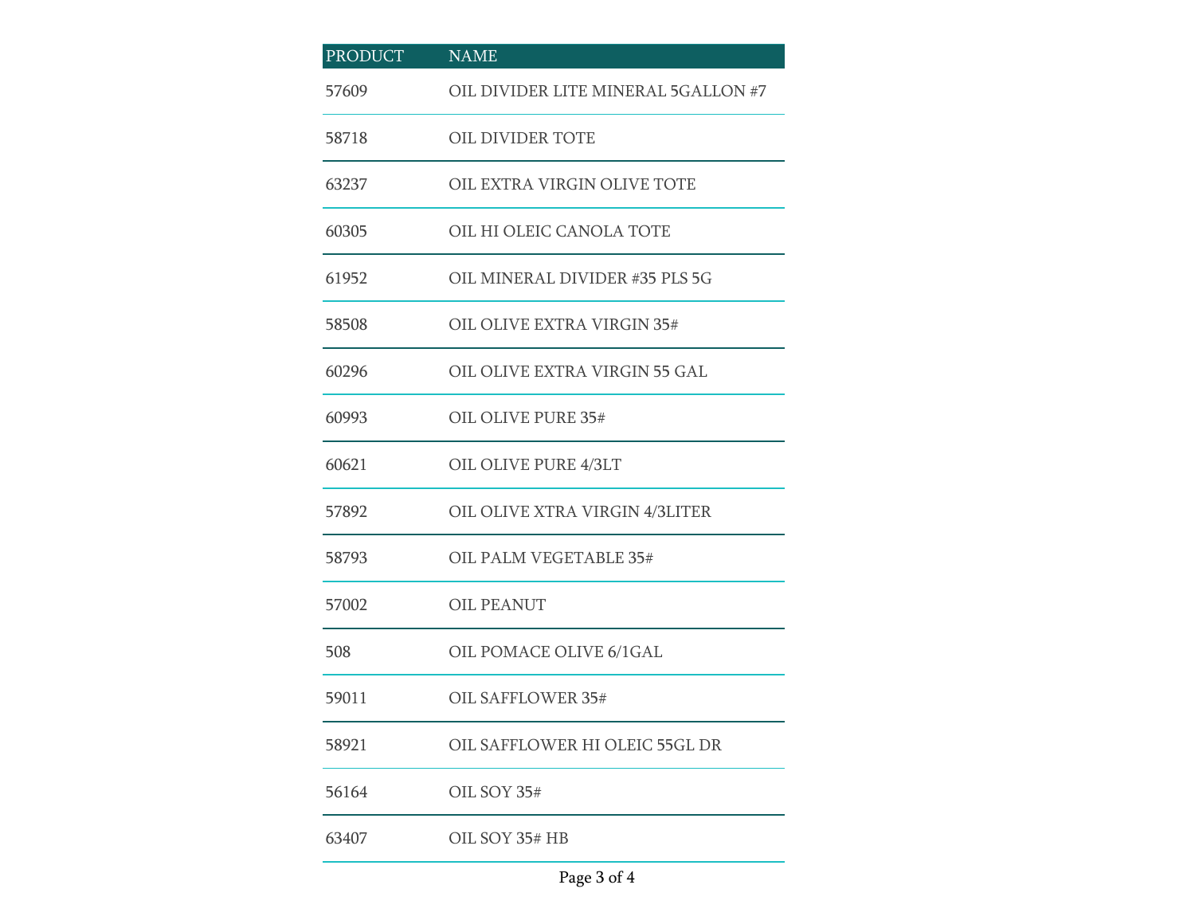| PRODUCT | NAME |
| --- | --- |
| 57609 | OIL DIVIDER LITE MINERAL 5GALLON #7 |
| 58718 | OIL DIVIDER TOTE |
| 63237 | OIL EXTRA VIRGIN OLIVE TOTE |
| 60305 | OIL HI OLEIC CANOLA TOTE |
| 61952 | OIL MINERAL DIVIDER #35 PLS 5G |
| 58508 | OIL OLIVE EXTRA VIRGIN 35# |
| 60296 | OIL OLIVE EXTRA VIRGIN 55 GAL |
| 60993 | OIL OLIVE PURE 35# |
| 60621 | OIL OLIVE PURE 4/3LT |
| 57892 | OIL OLIVE XTRA VIRGIN 4/3LITER |
| 58793 | OIL PALM VEGETABLE 35# |
| 57002 | OIL PEANUT |
| 508 | OIL POMACE OLIVE 6/1GAL |
| 59011 | OIL SAFFLOWER 35# |
| 58921 | OIL SAFFLOWER HI OLEIC 55GL DR |
| 56164 | OIL SOY 35# |
| 63407 | OIL SOY 35# HB |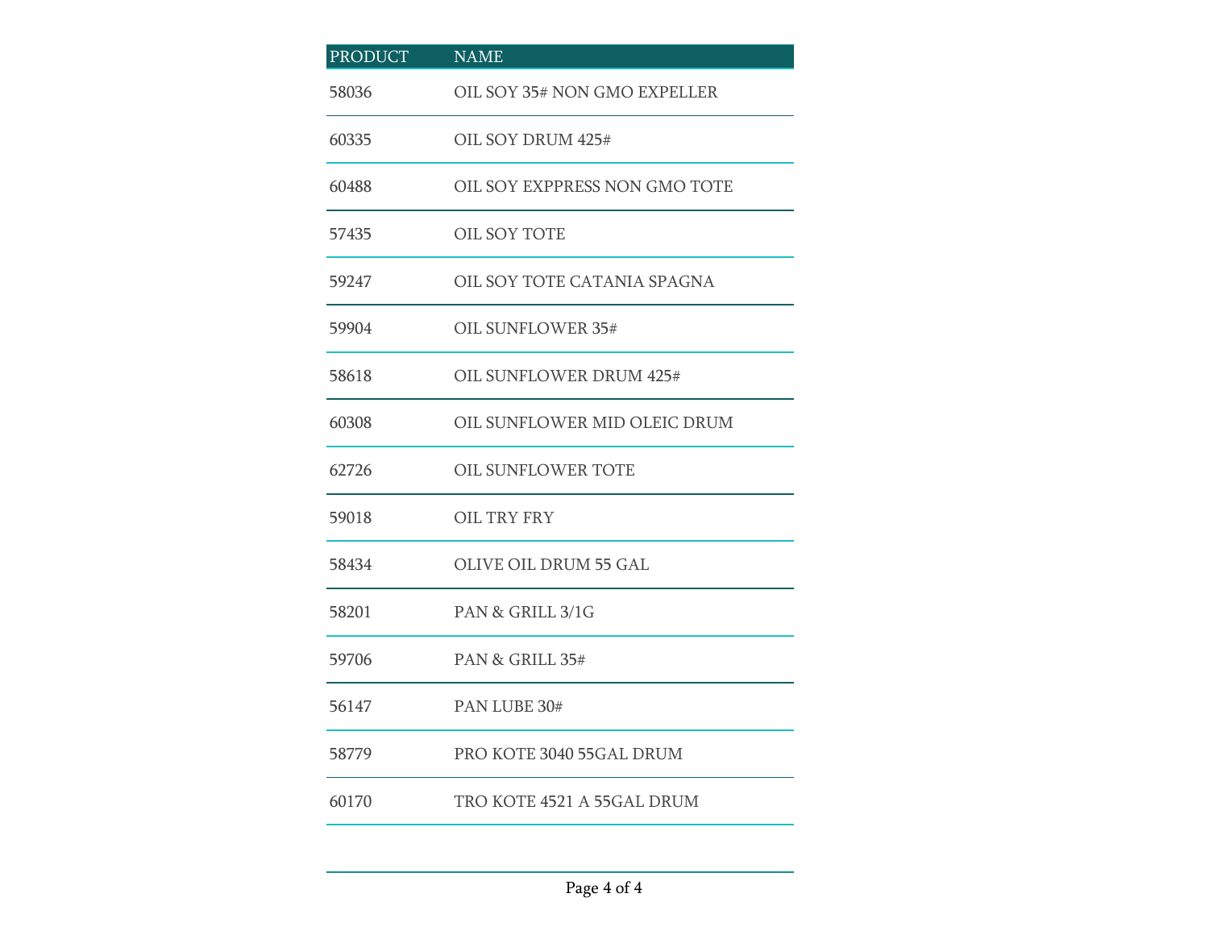| PRODUCT | NAME |
| --- | --- |
| 58036 | OIL SOY 35# NON GMO EXPELLER |
| 60335 | OIL SOY DRUM 425# |
| 60488 | OIL SOY EXPPRESS NON GMO TOTE |
| 57435 | OIL SOY TOTE |
| 59247 | OIL SOY TOTE CATANIA SPAGNA |
| 59904 | OIL SUNFLOWER 35# |
| 58618 | OIL SUNFLOWER DRUM 425# |
| 60308 | OIL SUNFLOWER MID OLEIC DRUM |
| 62726 | OIL SUNFLOWER TOTE |
| 59018 | OIL TRY FRY |
| 58434 | OLIVE OIL DRUM 55 GAL |
| 58201 | PAN & GRILL 3/1G |
| 59706 | PAN & GRILL 35# |
| 56147 | PAN LUBE 30# |
| 58779 | PRO KOTE 3040 55GAL DRUM |
| 60170 | TRO KOTE 4521 A 55GAL DRUM |